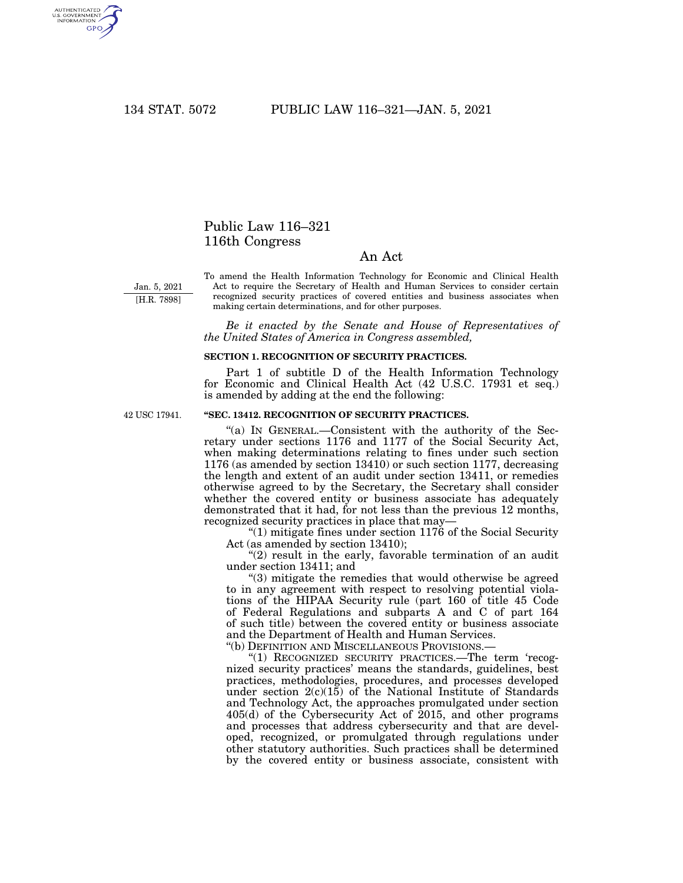# Public Law 116–321
# 116th Congress

## An Act

Jan. 5, 2021
[H.R. 7898]

To amend the Health Information Technology for Economic and Clinical Health Act to require the Secretary of Health and Human Services to consider certain recognized security practices of covered entities and business associates when making certain determinations, and for other purposes.

*Be it enacted by the Senate and House of Representatives of the United States of America in Congress assembled,*

### SECTION 1. RECOGNITION OF SECURITY PRACTICES.

Part 1 of subtitle D of the Health Information Technology for Economic and Clinical Health Act (42 U.S.C. 17931 et seq.) is amended by adding at the end the following:

42 USC 17941.

### "SEC. 13412. RECOGNITION OF SECURITY PRACTICES.

"(a) IN GENERAL.—Consistent with the authority of the Secretary under sections 1176 and 1177 of the Social Security Act, when making determinations relating to fines under such section 1176 (as amended by section 13410) or such section 1177, decreasing the length and extent of an audit under section 13411, or remedies otherwise agreed to by the Secretary, the Secretary shall consider whether the covered entity or business associate has adequately demonstrated that it had, for not less than the previous 12 months, recognized security practices in place that may—

"(1) mitigate fines under section 1176 of the Social Security Act (as amended by section 13410);

"(2) result in the early, favorable termination of an audit under section 13411; and

"(3) mitigate the remedies that would otherwise be agreed to in any agreement with respect to resolving potential violations of the HIPAA Security rule (part 160 of title 45 Code of Federal Regulations and subparts A and C of part 164 of such title) between the covered entity or business associate and the Department of Health and Human Services.

"(b) DEFINITION AND MISCELLANEOUS PROVISIONS.—

"(1) RECOGNIZED SECURITY PRACTICES.—The term 'recognized security practices' means the standards, guidelines, best practices, methodologies, procedures, and processes developed under section 2(c)(15) of the National Institute of Standards and Technology Act, the approaches promulgated under section 405(d) of the Cybersecurity Act of 2015, and other programs and processes that address cybersecurity and that are developed, recognized, or promulgated through regulations under other statutory authorities. Such practices shall be determined by the covered entity or business associate, consistent with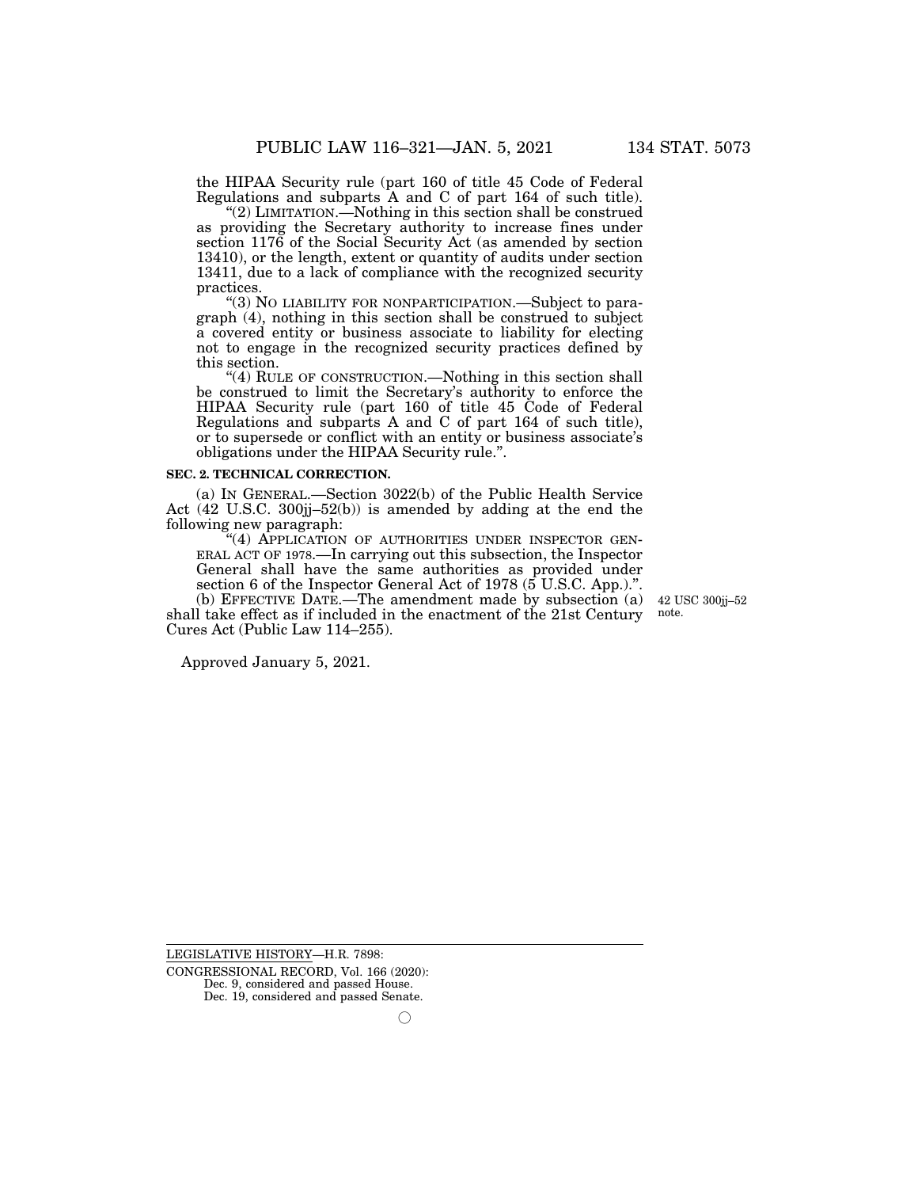the HIPAA Security rule (part 160 of title 45 Code of Federal Regulations and subparts A and C of part 164 of such title).

"(2) LIMITATION.—Nothing in this section shall be construed as providing the Secretary authority to increase fines under section 1176 of the Social Security Act (as amended by section 13410), or the length, extent or quantity of audits under section 13411, due to a lack of compliance with the recognized security practices.

"(3) NO LIABILITY FOR NONPARTICIPATION.—Subject to paragraph (4), nothing in this section shall be construed to subject a covered entity or business associate to liability for electing not to engage in the recognized security practices defined by this section.

"(4) RULE OF CONSTRUCTION.—Nothing in this section shall be construed to limit the Secretary's authority to enforce the HIPAA Security rule (part 160 of title 45 Code of Federal Regulations and subparts A and C of part 164 of such title), or to supersede or conflict with an entity or business associate's obligations under the HIPAA Security rule.".

**SEC. 2. TECHNICAL CORRECTION.**

(a) IN GENERAL.—Section 3022(b) of the Public Health Service Act (42 U.S.C. 300jj–52(b)) is amended by adding at the end the following new paragraph:

"(4) APPLICATION OF AUTHORITIES UNDER INSPECTOR GENERAL ACT OF 1978.—In carrying out this subsection, the Inspector General shall have the same authorities as provided under section 6 of the Inspector General Act of 1978 (5 U.S.C. App.).".

(b) EFFECTIVE DATE.—The amendment made by subsection (a) shall take effect as if included in the enactment of the 21st Century Cures Act (Public Law 114–255).

42 USC 300jj–52 note.

Approved January 5, 2021.

LEGISLATIVE HISTORY—H.R. 7898:

CONGRESSIONAL RECORD, Vol. 166 (2020):

Dec. 9, considered and passed House.

Dec. 19, considered and passed Senate.